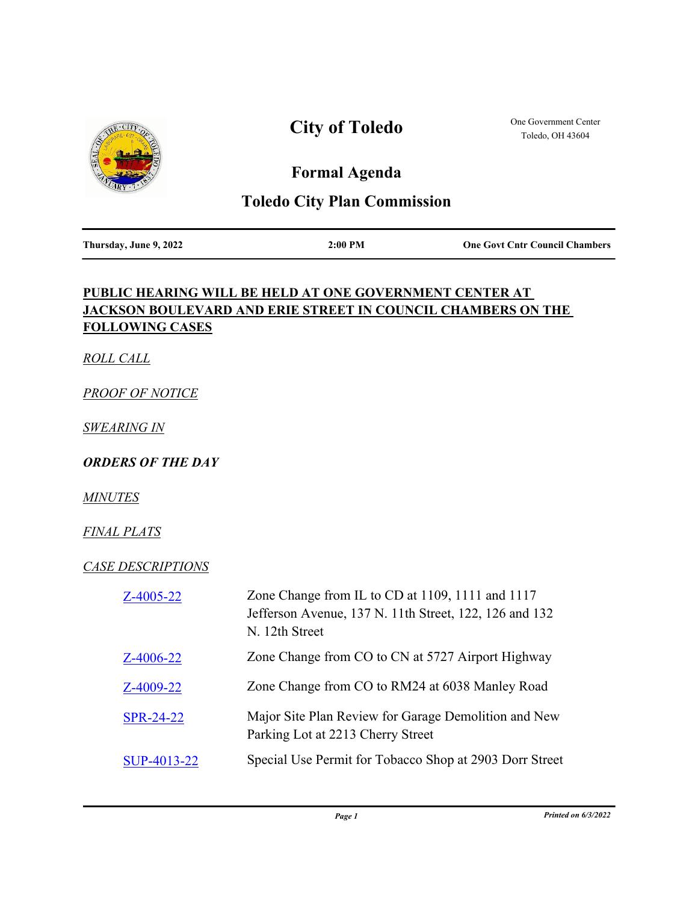# City of Toledo

One Government Center
Toledo, OH 43604

## Formal Agenda

## Toledo City Plan Commission

| Thursday, June 9, 2022 | 2:00 PM | One Govt Cntr Council Chambers |
| --- | --- | --- |

**PUBLIC HEARING WILL BE HELD AT ONE GOVERNMENT CENTER AT JACKSON BOULEVARD AND ERIE STREET IN COUNCIL CHAMBERS ON THE FOLLOWING CASES**

*ROLL CALL*

*PROOF OF NOTICE*

*SWEARING IN*

***ORDERS OF THE DAY***

*MINUTES*

*FINAL PLATS*

*CASE DESCRIPTIONS*

| | |
| --- | --- |
| Z-4005-22 | Zone Change from IL to CD at 1109, 1111 and 1117 Jefferson Avenue, 137 N. 11th Street, 122, 126 and 132 N. 12th Street |
| Z-4006-22 | Zone Change from CO to CN at 5727 Airport Highway |
| Z-4009-22 | Zone Change from CO to RM24 at 6038 Manley Road |
| SPR-24-22 | Major Site Plan Review for Garage Demolition and New Parking Lot at 2213 Cherry Street |
| SUP-4013-22 | Special Use Permit for Tobacco Shop at 2903 Dorr Street |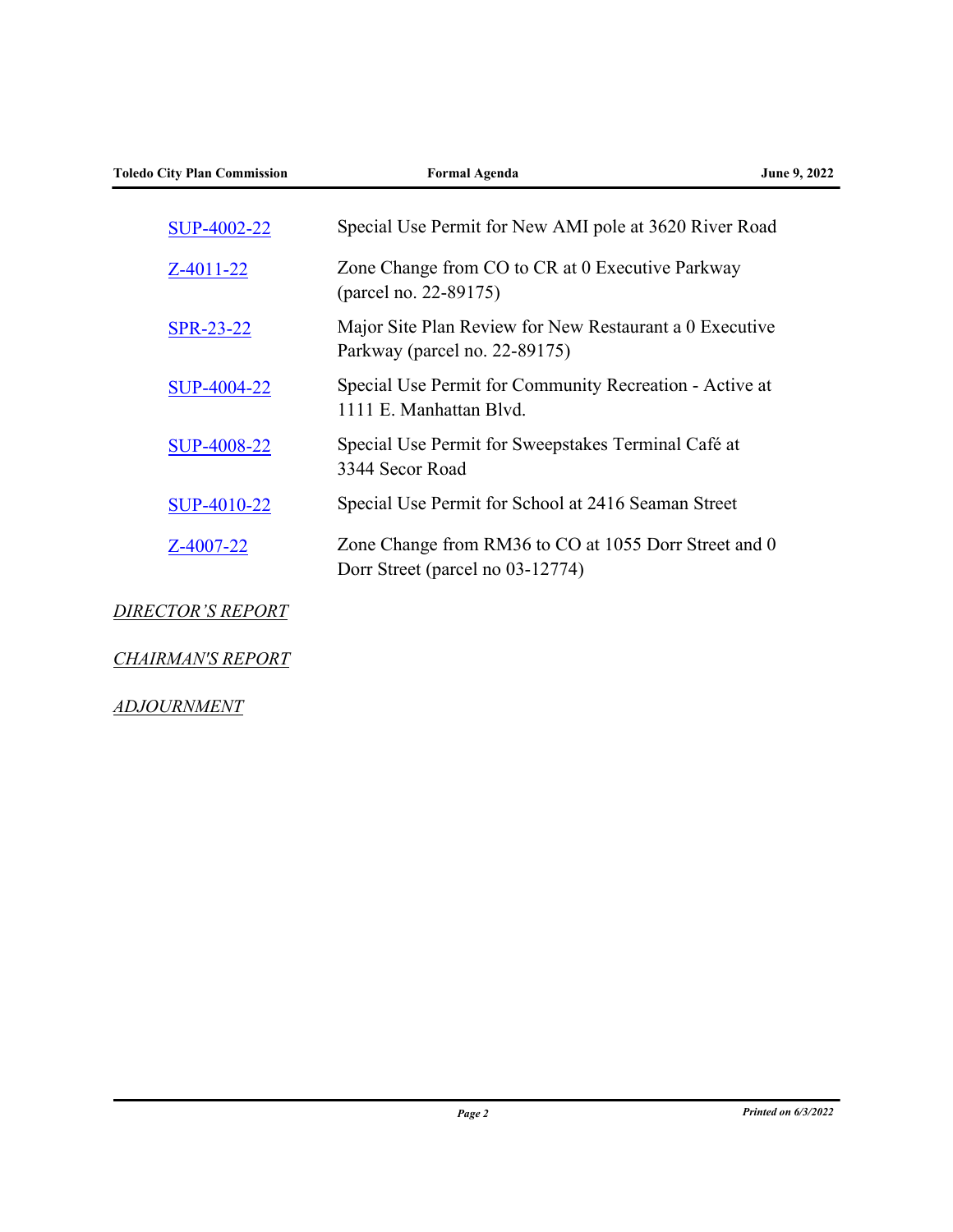| | |
|---|---|
| SUP-4002-22 | Special Use Permit for New AMI pole at 3620 River Road |
| Z-4011-22 | Zone Change from CO to CR at 0 Executive Parkway (parcel no. 22-89175) |
| SPR-23-22 | Major Site Plan Review for New Restaurant a 0 Executive Parkway (parcel no. 22-89175) |
| SUP-4004-22 | Special Use Permit for Community Recreation - Active at 1111 E. Manhattan Blvd. |
| SUP-4008-22 | Special Use Permit for Sweepstakes Terminal Café at 3344 Secor Road |
| SUP-4010-22 | Special Use Permit for School at 2416 Seaman Street |
| Z-4007-22 | Zone Change from RM36 to CO at 1055 Dorr Street and 0 Dorr Street (parcel no 03-12774) |

*DIRECTOR'S REPORT*

*CHAIRMAN'S REPORT*

*ADJOURNMENT*